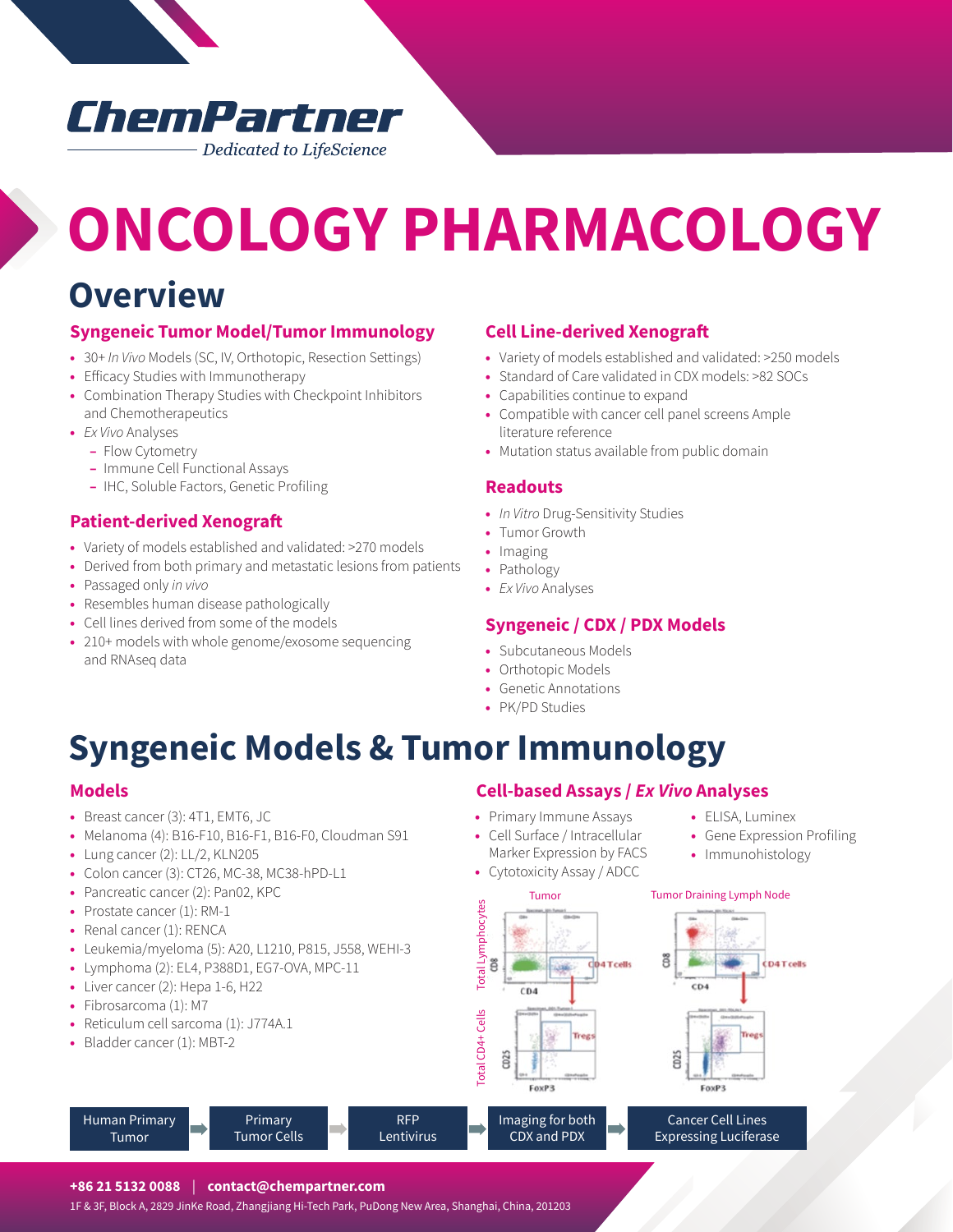# ChemPartner

*Dedicated to LifeScience*

# ONCOLOGY PHARMACOLOGY

## Overview

### Syngeneic Tumor Model/Tumor Immunology

- 30+ *In Vivo* Models (SC, IV, Orthotopic, Resection Settings)
- Efficacy Studies with Immunotherapy
- Combination Therapy Studies with Checkpoint Inhibitors and Chemotherapeutics
- *Ex Vivo* Analyses
  - Flow Cytometry
  - Immune Cell Functional Assays
  - IHC, Soluble Factors, Genetic Profiling

### Patient-derived Xenograft

- Variety of models established and validated: >270 models
- Derived from both primary and metastatic lesions from patients
- Passaged only *in vivo*
- Resembles human disease pathologically
- Cell lines derived from some of the models
- 210+ models with whole genome/exosome sequencing and RNAseq data

### Cell Line-derived Xenograft

- Variety of models established and validated: >250 models
- Standard of Care validated in CDX models: >82 SOCs
- Capabilities continue to expand
- Compatible with cancer cell panel screens Ample literature reference
- Mutation status available from public domain

### Readouts

- *In Vitro* Drug-Sensitivity Studies
- Tumor Growth
- Imaging
- Pathology
- *Ex Vivo* Analyses

### Syngeneic / CDX / PDX Models

- Subcutaneous Models
- Orthotopic Models
- Genetic Annotations
- PK/PD Studies

## Syngeneic Models & Tumor Immunology

### Models

- Breast cancer (3): 4T1, EMT6, JC
- Melanoma (4): B16-F10, B16-F1, B16-F0, Cloudman S91
- Lung cancer (2): LL/2, KLN205
- Colon cancer (3): CT26, MC-38, MC38-hPD-L1
- Pancreatic cancer (2): Pan02, KPC
- Prostate cancer (1): RM-1
- Renal cancer (1): RENCA
- Leukemia/myeloma (5): A20, L1210, P815, J558, WEHI-3
- Lymphoma (2): EL4, P388D1, EG7-OVA, MPC-11
- Liver cancer (2): Hepa 1-6, H22
- Fibrosarcoma (1): M7
- Reticulum cell sarcoma (1): J774A.1
- Bladder cancer (1): MBT-2

### Cell-based Assays / *Ex Vivo* Analyses

- Primary Immune Assays
- Cell Surface / Intracellular Marker Expression by FACS
- Cytotoxicity Assay / ADCC
- ELISA, Luminex
- Gene Expression Profiling
- Immunohistology

Tumor | Tumor Draining Lymph Node

Human Primary Tumor → Primary Tumor Cells → RFP Lentivirus → Imaging for both CDX and PDX → Cancer Cell Lines Expressing Luciferase

**+86 21 5132 0088** | **contact@chempartner.com**

1F & 3F, Block A, 2829 JinKe Road, Zhangjiang Hi-Tech Park, PuDong New Area, Shanghai, China, 201203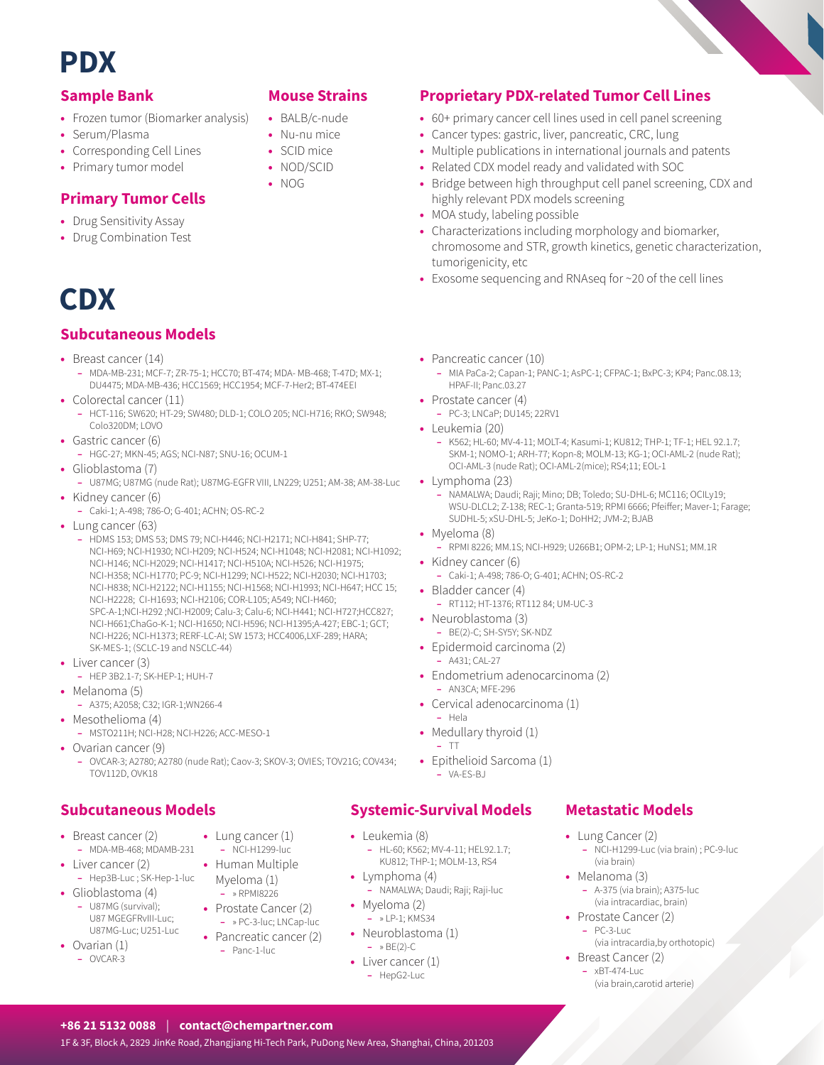# PDX

## Sample Bank

- Frozen tumor (Biomarker analysis)
- Serum/Plasma
- Corresponding Cell Lines
- Primary tumor model

## Primary Tumor Cells

- Drug Sensitivity Assay
- Drug Combination Test

## Mouse Strains

- BALB/c-nude
- Nu-nu mice
- SCID mice
- NOD/SCID
- NOG

## Proprietary PDX-related Tumor Cell Lines

- 60+ primary cancer cell lines used in cell panel screening
- Cancer types: gastric, liver, pancreatic, CRC, lung
- Multiple publications in international journals and patents
- Related CDX model ready and validated with SOC
- Bridge between high throughput cell panel screening, CDX and highly relevant PDX models screening
- MOA study, labeling possible
- Characterizations including morphology and biomarker, chromosome and STR, growth kinetics, genetic characterization, tumorigenicity, etc
- Exosome sequencing and RNAseq for ~20 of the cell lines

# CDX

## Subcutaneous Models

- Breast cancer (14)
  - MDA-MB-231; MCF-7; ZR-75-1; HCC70; BT-474; MDA- MB-468; T-47D; MX-1; DU4475; MDA-MB-436; HCC1569; HCC1954; MCF-7-Her2; BT-474EEI
- Colorectal cancer (11)
  - HCT-116; SW620; HT-29; SW480; DLD-1; COLO 205; NCI-H716; RKO; SW948; Colo320DM; LOVO
- Gastric cancer (6)
  - HGC-27; MKN-45; AGS; NCI-N87; SNU-16; OCUM-1
- Glioblastoma (7)
  - U87MG; U87MG (nude Rat); U87MG-EGFR VIII, LN229; U251; AM-38; AM-38-Luc
- Kidney cancer (6)
  - Caki-1; A-498; 786-O; G-401; ACHN; OS-RC-2
- Lung cancer (63)
  - HDMS 153; DMS 53; DMS 79; NCI-H446; NCI-H2171; NCI-H841; SHP-77; NCI-H69; NCI-H1930; NCI-H209; NCI-H524; NCI-H1048; NCI-H2081; NCI-H1092; NCI-H146; NCI-H2029; NCI-H1417; NCI-H510A; NCI-H526; NCI-H1975; NCI-H358; NCI-H1770; PC-9; NCI-H1299; NCI-H522; NCI-H2030; NCI-H1703; NCI-H838; NCI-H2122; NCI-H1155; NCI-H1568; NCI-H1993; NCI-H647; HCC 15; NCI-H2228; CI-H1693; NCI-H2106; COR-L105; A549; NCI-H460; SPC-A-1;NCI-H292 ;NCI-H2009; Calu-3; Calu-6; NCI-H441; NCI-H727;HCC827; NCI-H661;ChaGo-K-1; NCI-H1650; NCI-H596; NCI-H1395;A-427; EBC-1; GCT; NCI-H226; NCI-H1373; RERF-LC-AI; SW 1573; HCC4006,LXF-289; HARA; SK-MES-1; (SCLC-19 and NSCLC-44)
- Liver cancer (3)
  - HEP 3B2.1-7; SK-HEP-1; HUH-7
- Melanoma (5)
  - A375; A2058; C32; IGR-1;WN266-4
- Mesothelioma (4)
  - MSTO211H; NCI-H28; NCI-H226; ACC-MESO-1
- Ovarian cancer (9)
  - OVCAR-3; A2780; A2780 (nude Rat); Caov-3; SKOV-3; OVIES; TOV21G; COV434; TOV112D, OVK18
- Pancreatic cancer (10)
  - MIA PaCa-2; Capan-1; PANC-1; AsPC-1; CFPAC-1; BxPC-3; KP4; Panc.08.13; HPAF-II; Panc.03.27
- Prostate cancer (4)
  - PC-3; LNCaP; DU145; 22RV1
- Leukemia (20)
  - K562; HL-60; MV-4-11; MOLT-4; Kasumi-1; KU812; THP-1; TF-1; HEL 92.1.7; SKM-1; NOMO-1; ARH-77; Kopn-8; MOLM-13; KG-1; OCI-AML-2 (nude Rat); OCI-AML-3 (nude Rat); OCI-AML-2(mice); RS4;11; EOL-1
- Lymphoma (23)
  - NAMALWA; Daudi; Raji; Mino; DB; Toledo; SU-DHL-6; MC116; OCILy19; WSU-DLCL2; Z-138; REC-1; Granta-519; RPMI 6666; Pfeiffer; Maver-1; Farage; SUDHL-5; xSU-DHL-5; JeKo-1; DoHH2; JVM-2; BJAB
- Myeloma (8)
  - RPMI 8226; MM.1S; NCI-H929; U266B1; OPM-2; LP-1; HuNS1; MM.1R
- Kidney cancer (6)
  - Caki-1; A-498; 786-O; G-401; ACHN; OS-RC-2
- Bladder cancer (4)
  - RT112; HT-1376; RT112 84; UM-UC-3
- Neuroblastoma (3)
  - BE(2)-C; SH-SY5Y; SK-NDZ
- Epidermoid carcinoma (2)
  - A431; CAL-27
- Endometrium adenocarcinoma (2)
  - AN3CA; MFE-296
- Cervical adenocarcinoma (1)
  - Hela
- Medullary thyroid (1)
  - TT
- Epithelioid Sarcoma (1)
  - VA-ES-BJ

## Subcutaneous Models

- Breast cancer (2)
  - MDA-MB-468; MDAMB-231
- Liver cancer (2)
  - Hep3B-Luc ; SK-Hep-1-luc
- Glioblastoma (4)
  - U87MG (survival); U87 MGEGFRvIII-Luc; U87MG-Luc; U251-Luc
- Ovarian (1)
  - OVCAR-3
- Lung cancer (1)
  - NCI-H1299-luc
- Human Multiple Myeloma (1)
  - » RPMI8226
- Prostate Cancer (2)
  - » PC-3-luc; LNCap-luc
- Pancreatic cancer (2)
  - Panc-1-luc

## Systemic-Survival Models

- Leukemia (8)
  - HL-60; K562; MV-4-11; HEL92.1.7; KU812; THP-1; MOLM-13, RS4
- Lymphoma (4)
  - NAMALWA; Daudi; Raji; Raji-luc
- Myeloma (2)
  - » LP-1; KMS34
- Neuroblastoma (1)
  - » BE(2)-C
- Liver cancer (1)
  - HepG2-Luc

## Metastatic Models

- Lung Cancer (2)
  - NCI-H1299-Luc (via brain) ; PC-9-luc (via brain)
- Melanoma (3)
  - A-375 (via brain); A375-luc (via intracardiac, brain)
- Prostate Cancer (2)
  - PC-3-Luc (via intracardia,by orthotopic)
- Breast Cancer (2)
  - xBT-474-Luc (via brain,carotid arterie)

**+86 21 5132 0088** | **contact@chempartner.com**

1F & 3F, Block A, 2829 JinKe Road, Zhangjiang Hi-Tech Park, PuDong New Area, Shanghai, China, 201203